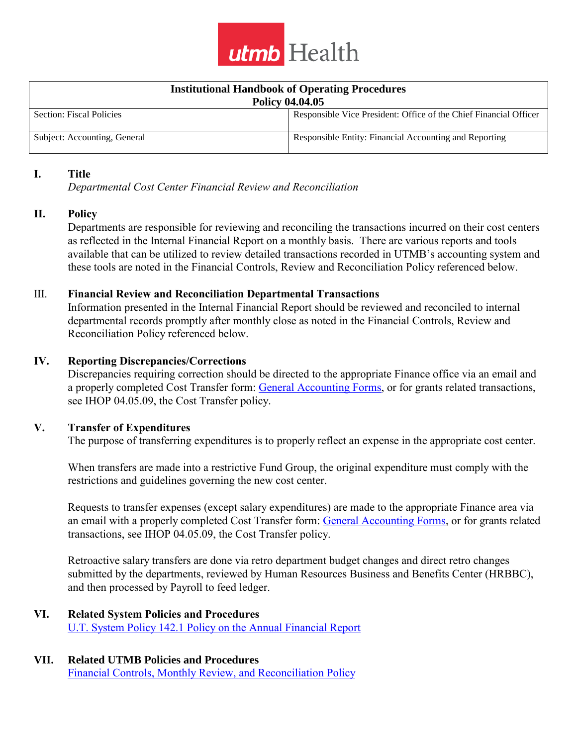utmb Health

| Institutional Handbook of Operating Procedures Policy 04.04.05 | |
|---|---|
| Section: Fiscal Policies | Responsible Vice President: Office of the Chief Financial Officer |
| Subject: Accounting, General | Responsible Entity: Financial Accounting and Reporting |

## I. Title

*Departmental Cost Center Financial Review and Reconciliation*

## II. Policy

Departments are responsible for reviewing and reconciling the transactions incurred on their cost centers as reflected in the Internal Financial Report on a monthly basis. There are various reports and tools available that can be utilized to review detailed transactions recorded in UTMB's accounting system and these tools are noted in the Financial Controls, Review and Reconciliation Policy referenced below.

## III. Financial Review and Reconciliation Departmental Transactions

Information presented in the Internal Financial Report should be reviewed and reconciled to internal departmental records promptly after monthly close as noted in the Financial Controls, Review and Reconciliation Policy referenced below.

## IV. Reporting Discrepancies/Corrections

Discrepancies requiring correction should be directed to the appropriate Finance office via an email and a properly completed Cost Transfer form: General Accounting Forms, or for grants related transactions, see IHOP 04.05.09, the Cost Transfer policy.

## V. Transfer of Expenditures

The purpose of transferring expenditures is to properly reflect an expense in the appropriate cost center.

When transfers are made into a restrictive Fund Group, the original expenditure must comply with the restrictions and guidelines governing the new cost center.

Requests to transfer expenses (except salary expenditures) are made to the appropriate Finance area via an email with a properly completed Cost Transfer form: General Accounting Forms, or for grants related transactions, see IHOP 04.05.09, the Cost Transfer policy.

Retroactive salary transfers are done via retro department budget changes and direct retro changes submitted by the departments, reviewed by Human Resources Business and Benefits Center (HRBBC), and then processed by Payroll to feed ledger.

## VI. Related System Policies and Procedures

U.T. System Policy 142.1 Policy on the Annual Financial Report

## VII. Related UTMB Policies and Procedures

Financial Controls, Monthly Review, and Reconciliation Policy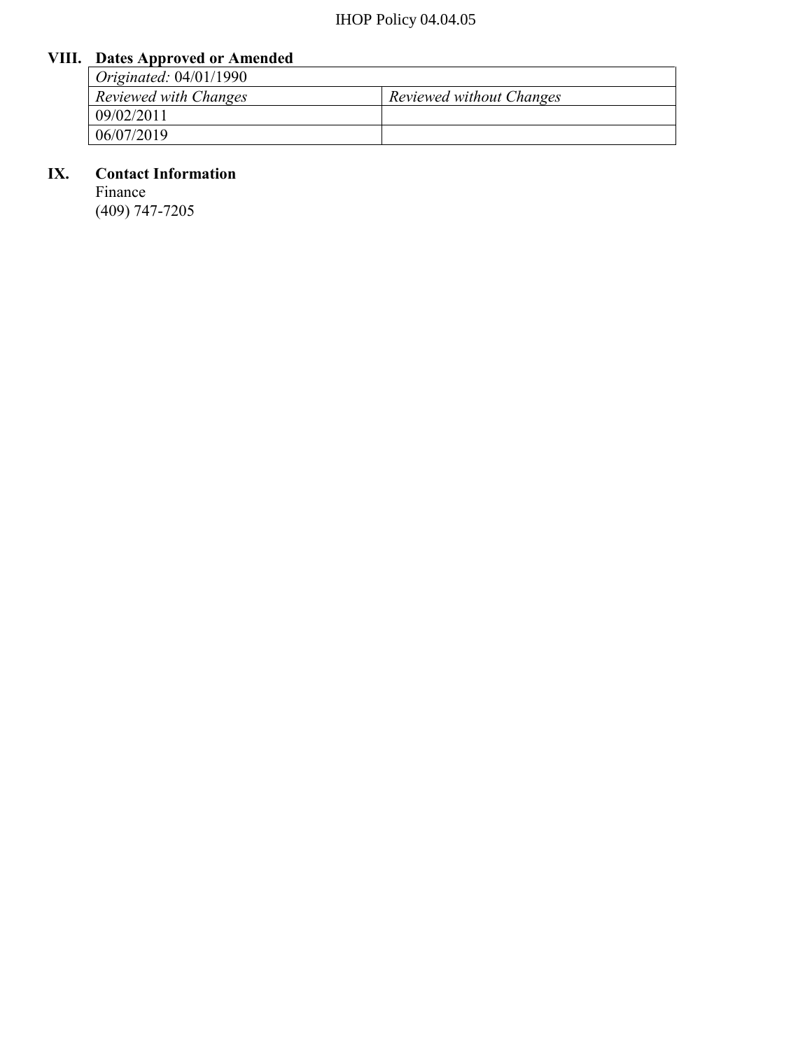## VIII. Dates Approved or Amended

| | |
|---|---|
| *Originated:* 04/01/1990 | |
| *Reviewed with Changes* | *Reviewed without Changes* |
| 09/02/2011 | |
| 06/07/2019 | |

## IX. Contact Information

Finance
(409) 747-7205